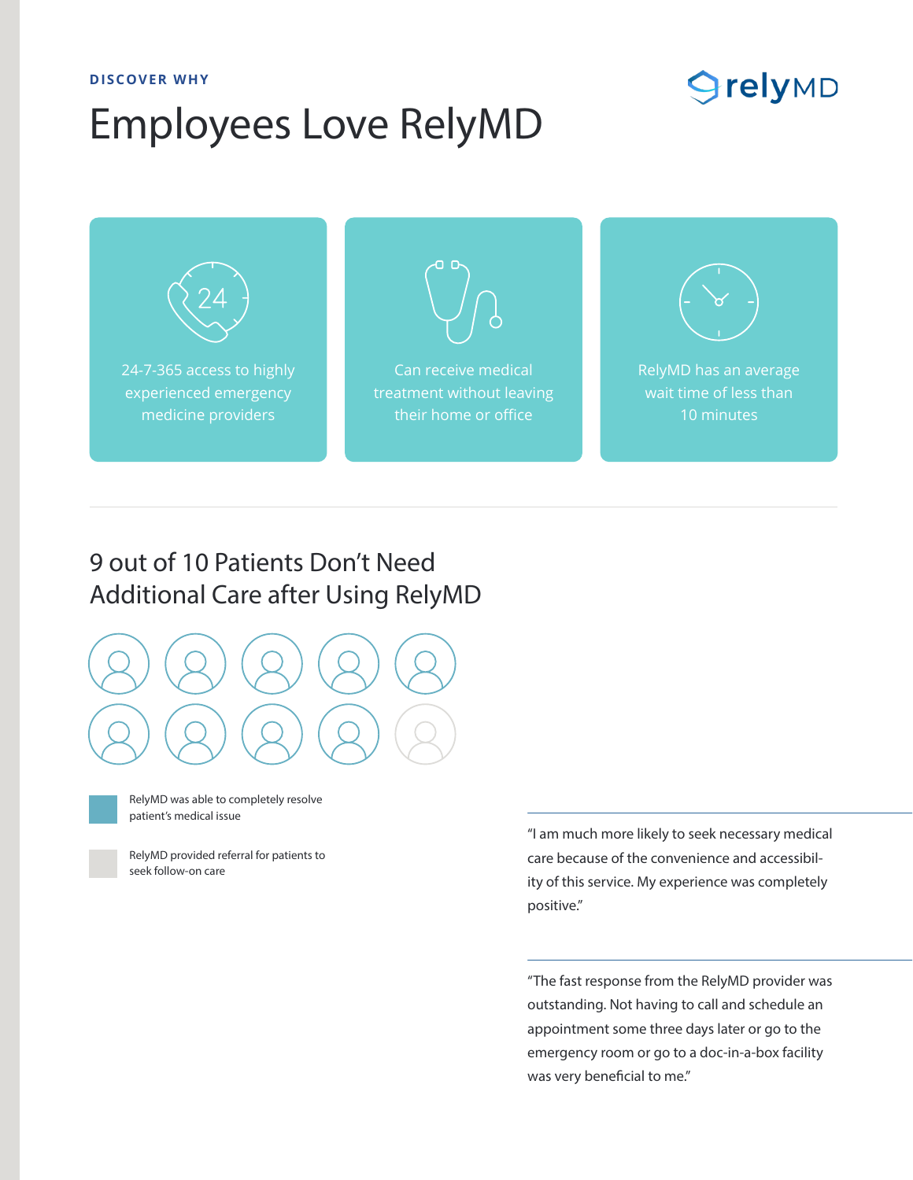DISCOVER WHY

# Employees Love RelyMD

relyMD

24-7-365 access to highly experienced emergency medicine providers

Can receive medical treatment without leaving their home or office

RelyMD has an average wait time of less than 10 minutes

## 9 out of 10 Patients Don't Need Additional Care after Using RelyMD

RelyMD was able to completely resolve patient's medical issue

RelyMD provided referral for patients to seek follow-on care

"I am much more likely to seek necessary medical care because of the convenience and accessibility of this service. My experience was completely positive."

"The fast response from the RelyMD provider was outstanding. Not having to call and schedule an appointment some three days later or go to the emergency room or go to a doc-in-a-box facility was very beneficial to me."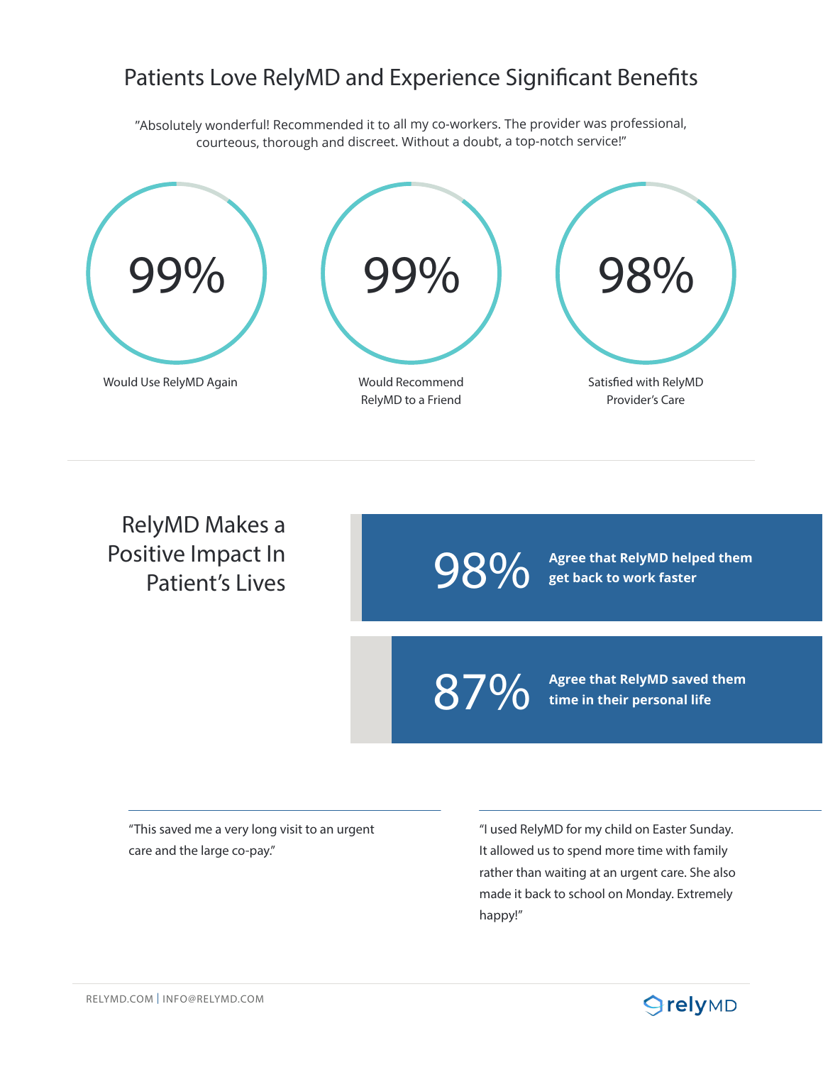# Patients Love RelyMD and Experience Significant Benefits

"Absolutely wonderful! Recommended it to all my co-workers. The provider was professional, courteous, thorough and discreet. Without a doubt, a top-notch service!"

99%

Would Use RelyMD Again

99%

Would Recommend RelyMD to a Friend

98%

Satisfied with RelyMD Provider's Care

## RelyMD Makes a Positive Impact In Patient's Lives

98% **Agree that RelyMD helped them get back to work faster**

87% **Agree that RelyMD saved them time in their personal life**

"This saved me a very long visit to an urgent care and the large co-pay."

"I used RelyMD for my child on Easter Sunday. It allowed us to spend more time with family rather than waiting at an urgent care. She also made it back to school on Monday. Extremely happy!"

RELYMD.COM | INFO@RELYMD.COM

relyMD